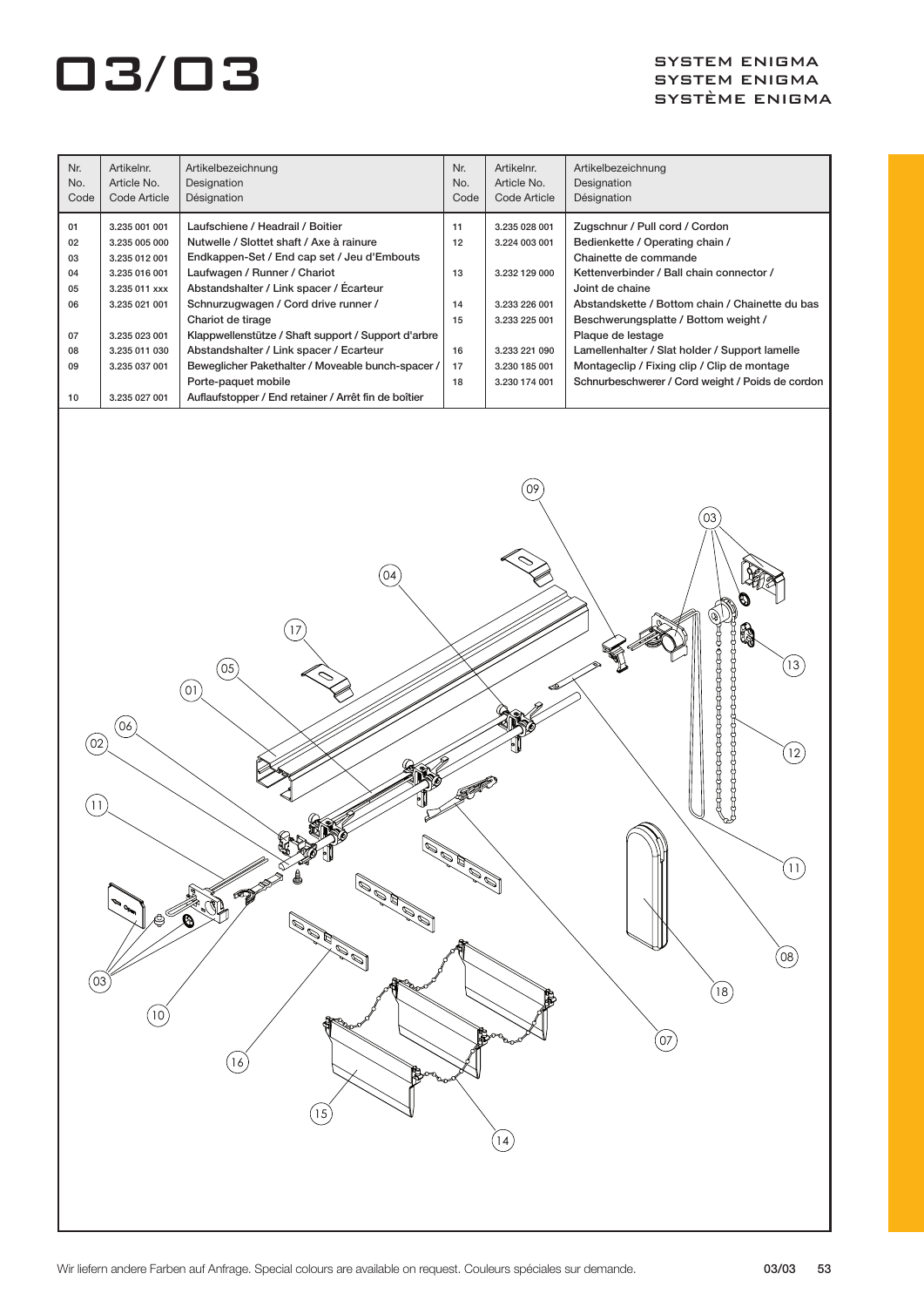# 03/03

SYSTEM ENIGMA
SYSTEM ENIGMA
SYSTÈME ENIGMA

| Nr. No. Code | Artikelnr. Article No. Code Article | Artikelbezeichnung Designation Désignation | Nr. No. Code | Artikelnr. Article No. Code Article | Artikelbezeichnung Designation Désignation |
|---|---|---|---|---|---|
| 01 | 3.235 001 001 | Laufschiene / Headrail / Boitier | 11 | 3.235 028 001 | Zugschnur / Pull cord / Cordon |
| 02 | 3.235 005 000 | Nutwelle / Slottet shaft / Axe à rainure | 12 | 3.224 003 001 | Bedienkette / Operating chain / Chainette de commande |
| 03 | 3.235 012 001 | Endkappen-Set / End cap set / Jeu d'Embouts | 13 | 3.232 129 000 | Kettenverbinder / Ball chain connector / Joint de chaine |
| 04 | 3.235 016 001 | Laufwagen / Runner / Chariot | 14 | 3.233 226 001 | Abstandskette / Bottom chain / Chainette du bas |
| 05 | 3.235 011 xxx | Abstandshalter / Link spacer / Écarteur | 15 | 3.233 225 001 | Beschwerungsplatte / Bottom weight / Plaque de lestage |
| 06 | 3.235 021 001 | Schnurzugwagen / Cord drive runner / Chariot de tirage | 16 | 3.233 221 090 | Lamellenhalter / Slat holder / Support lamelle |
| 07 | 3.235 023 001 | Klappwellenstütze / Shaft support / Support d'arbre | 17 | 3.230 185 001 | Montageclip / Fixing clip / Clip de montage |
| 08 | 3.235 011 030 | Abstandshalter / Link spacer / Ecarteur | 18 | 3.230 174 001 | Schnurbeschwerer / Cord weight / Poids de cordon |
| 09 | 3.235 037 001 | Beweglicher Pakethalter / Moveable bunch-spacer / Porte-paquet mobile | | | |
| 10 | 3.235 027 001 | Auflaufstopper / End retainer / Arrêt fin de boîtier | | | |

Wir liefern andere Farben auf Anfrage. Special colours are available on request. Couleurs spéciales sur demande.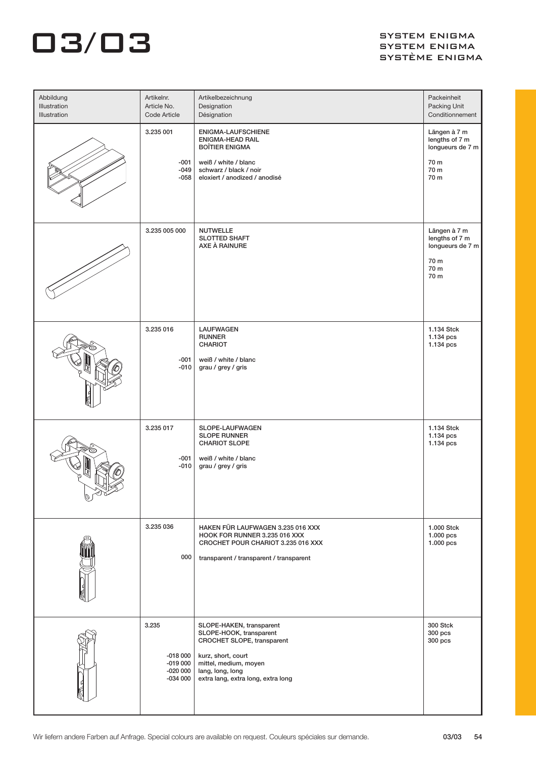# 03/03

SYSTEM ENIGMA
SYSTEM ENIGMA
SYSTÈME ENIGMA

| Abbildung<br>Illustration<br>Illustration | Artikelnr.<br>Article No.<br>Code Article | Artikelbezeichnung<br>Designation<br>Désignation | Packeinheit<br>Packing Unit<br>Conditionnement |
|---|---|---|---|
| | 3.235 001<br><br>-001<br>-049<br>-058 | ENIGMA-LAUFSCHIENE<br>ENIGMA-HEAD RAIL<br>BOÎTIER ENIGMA<br><br>weiß / white / blanc<br>schwarz / black / noir<br>eloxiert / anodized / anodisé | Längen à 7 m<br>lengths of 7 m<br>longueurs de 7 m<br><br>70 m<br>70 m<br>70 m |
| | 3.235 005 000 | NUTWELLE<br>SLOTTED SHAFT<br>AXE À RAINURE | Längen à 7 m<br>lengths of 7 m<br>longueurs de 7 m<br><br>70 m<br>70 m<br>70 m |
| | 3.235 016<br><br>-001<br>-010 | LAUFWAGEN<br>RUNNER<br>CHARIOT<br><br>weiß / white / blanc<br>grau / grey / gris | 1.134 Stck<br>1.134 pcs<br>1.134 pcs |
| | 3.235 017<br><br>-001<br>-010 | SLOPE-LAUFWAGEN<br>SLOPE RUNNER<br>CHARIOT SLOPE<br><br>weiß / white / blanc<br>grau / grey / gris | 1.134 Stck<br>1.134 pcs<br>1.134 pcs |
| | 3.235 036<br><br>000 | HAKEN FÜR LAUFWAGEN 3.235 016 XXX<br>HOOK FOR RUNNER 3.235 016 XXX<br>CROCHET POUR CHARIOT 3.235 016 XXX<br><br>transparent / transparent / transparent | 1.000 Stck<br>1.000 pcs<br>1.000 pcs |
| | 3.235<br><br>-018 000<br>-019 000<br>-020 000<br>-034 000 | SLOPE-HAKEN, transparent<br>SLOPE-HOOK, transparent<br>CROCHET SLOPE, transparent<br><br>kurz, short, court<br>mittel, medium, moyen<br>lang, long, long<br>extra lang, extra long, extra long | 300 Stck<br>300 pcs<br>300 pcs |

Wir liefern andere Farben auf Anfrage. Special colours are available on request. Couleurs spéciales sur demande.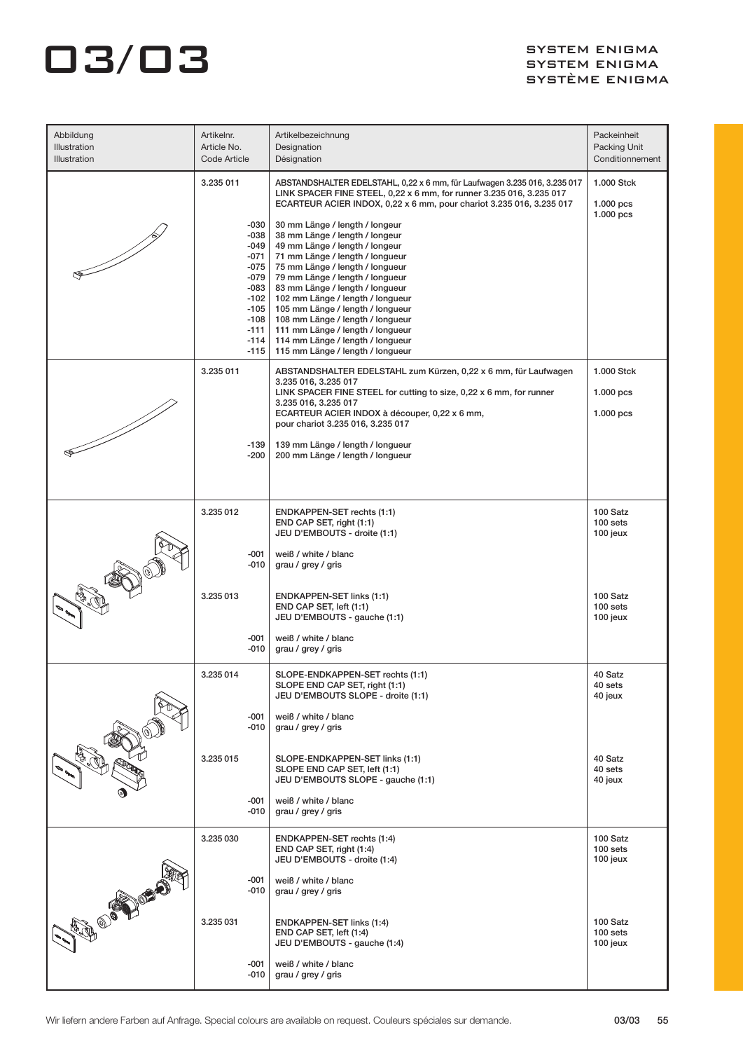# 03/03

## SYSTEM ENIGMA
## SYSTEM ENIGMA
## SYSTÈME ENIGMA

| Abbildung<br>Illustration<br>Illustration | Artikelnr.<br>Article No.<br>Code Article | Artikelbezeichnung<br>Designation<br>Désignation | Packeinheit<br>Packing Unit<br>Conditionnement |
|---|---|---|---|
| | 3.235 011 | ABSTANDSHALTER EDELSTAHL, 0,22 x 6 mm, für Laufwagen 3.235 016, 3.235 017<br>LINK SPACER FINE STEEL, 0,22 x 6 mm, for runner 3.235 016, 3.235 017<br>ECARTEUR ACIER INDOX, 0,22 x 6 mm, pour chariot 3.235 016, 3.235 017 | 1.000 Stck<br>1.000 pcs<br>1.000 pcs |
| | -030 | 30 mm Länge / length / longeur | |
| | -038 | 38 mm Länge / length / longeur | |
| | -049 | 49 mm Länge / length / longeur | |
| | -071 | 71 mm Länge / length / longeur | |
| | -075 | 75 mm Länge / length / longeur | |
| | -079 | 79 mm Länge / length / longeur | |
| | -083 | 83 mm Länge / length / longeur | |
| | -102 | 102 mm Länge / length / longeur | |
| | -105 | 105 mm Länge / length / longeur | |
| | -108 | 108 mm Länge / length / longeur | |
| | -111 | 111 mm Länge / length / longeur | |
| | -114 | 114 mm Länge / length / longeur | |
| | -115 | 115 mm Länge / length / longeur | |
| | 3.235 011 | ABSTANDSHALTER EDELSTAHL zum Kürzen, 0,22 x 6 mm, für Laufwagen 3.235 016, 3.235 017<br>LINK SPACER FINE STEEL for cutting to size, 0,22 x 6 mm, for runner 3.235 016, 3.235 017<br>ECARTEUR ACIER INDOX à découper, 0,22 x 6 mm, pour chariot 3.235 016, 3.235 017 | 1.000 Stck<br>1.000 pcs<br>1.000 pcs |
| | -139 | 139 mm Länge / length / longeur | |
| | -200 | 200 mm Länge / length / longeur | |
| | 3.235 012 | ENDKAPPEN-SET rechts (1:1)<br>END CAP SET, right (1:1)<br>JEU D'EMBOUTS - droite (1:1) | 100 Satz<br>100 sets<br>100 jeux |
| | -001 | weiß / white / blanc | |
| | -010 | grau / grey / gris | |
| | 3.235 013 | ENDKAPPEN-SET links (1:1)<br>END CAP SET, left (1:1)<br>JEU D'EMBOUTS - gauche (1:1) | 100 Satz<br>100 sets<br>100 jeux |
| | -001 | weiß / white / blanc | |
| | -010 | grau / grey / gris | |
| | 3.235 014 | SLOPE-ENDKAPPEN-SET rechts (1:1)<br>SLOPE END CAP SET, right (1:1)<br>JEU D'EMBOUTS SLOPE - droite (1:1) | 40 Satz<br>40 sets<br>40 jeux |
| | -001 | weiß / white / blanc | |
| | -010 | grau / grey / gris | |
| | 3.235 015 | SLOPE-ENDKAPPEN-SET links (1:1)<br>SLOPE END CAP SET, left (1:1)<br>JEU D'EMBOUTS SLOPE - gauche (1:1) | 40 Satz<br>40 sets<br>40 jeux |
| | -001 | weiß / white / blanc | |
| | -010 | grau / grey / gris | |
| | 3.235 030 | ENDKAPPEN-SET rechts (1:4)<br>END CAP SET, right (1:4)<br>JEU D'EMBOUTS - droite (1:4) | 100 Satz<br>100 sets<br>100 jeux |
| | -001 | weiß / white / blanc | |
| | -010 | grau / grey / gris | |
| | 3.235 031 | ENDKAPPEN-SET links (1:4)<br>END CAP SET, left (1:4)<br>JEU D'EMBOUTS - gauche (1:4) | 100 Satz<br>100 sets<br>100 jeux |
| | -001 | weiß / white / blanc | |
| | -010 | grau / grey / gris | |

Wir liefern andere Farben auf Anfrage. Special colours are available on request. Couleurs spéciales sur demande.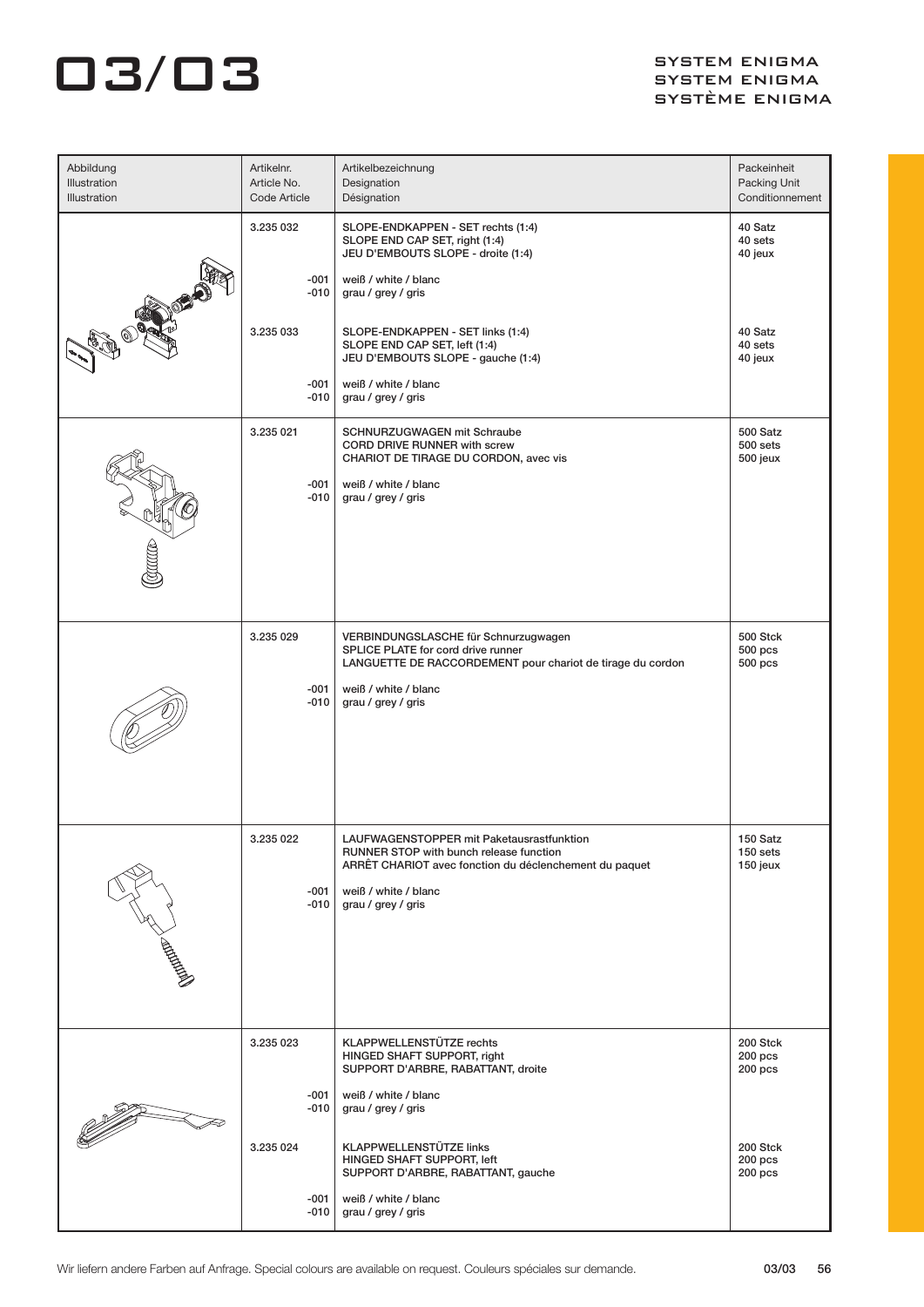# 03/03

SYSTEM ENIGMA
SYSTEM ENIGMA
SYSTÈME ENIGMA

| Abbildung<br>Illustration<br>Illustration | Artikelnr.<br>Article No.<br>Code Article | Artikelbezeichnung<br>Designation<br>Désignation | Packeinheit<br>Packing Unit<br>Conditionnement |
|---|---|---|---|
| | 3.235 032 | SLOPE-ENDKAPPEN - SET rechts (1:4)<br>SLOPE END CAP SET, right (1:4)<br>JEU D'EMBOUTS SLOPE - droite (1:4) | 40 Satz<br>40 sets<br>40 jeux |
| | -001<br>-010 | weiß / white / blanc<br>grau / grey / gris | |
| | 3.235 033 | SLOPE-ENDKAPPEN - SET links (1:4)<br>SLOPE END CAP SET, left (1:4)<br>JEU D'EMBOUTS SLOPE - gauche (1:4) | 40 Satz<br>40 sets<br>40 jeux |
| | -001<br>-010 | weiß / white / blanc<br>grau / grey / gris | |
| | 3.235 021 | SCHNURZUGWAGEN mit Schraube<br>CORD DRIVE RUNNER with screw<br>CHARIOT DE TIRAGE DU CORDON, avec vis | 500 Satz<br>500 sets<br>500 jeux |
| | -001<br>-010 | weiß / white / blanc<br>grau / grey / gris | |
| | 3.235 029 | VERBINDUNGSLASCHE für Schnurzugwagen<br>SPLICE PLATE for cord drive runner<br>LANGUETTE DE RACCORDEMENT pour chariot de tirage du cordon | 500 Stck<br>500 pcs<br>500 pcs |
| | -001<br>-010 | weiß / white / blanc<br>grau / grey / gris | |
| | 3.235 022 | LAUFWAGENSTOPPER mit Paketausrastfunktion<br>RUNNER STOP with bunch release function<br>ARRÊT CHARIOT avec fonction du déclenchement du paquet | 150 Satz<br>150 sets<br>150 jeux |
| | -001<br>-010 | weiß / white / blanc<br>grau / grey / gris | |
| | 3.235 023 | KLAPPWELLENSTÜTZE rechts<br>HINGED SHAFT SUPPORT, right<br>SUPPORT D'ARBRE, RABATTANT, droite | 200 Stck<br>200 pcs<br>200 pcs |
| | -001<br>-010 | weiß / white / blanc<br>grau / grey / gris | |
| | 3.235 024 | KLAPPWELLENSTÜTZE links<br>HINGED SHAFT SUPPORT, left<br>SUPPORT D'ARBRE, RABATTANT, gauche | 200 Stck<br>200 pcs<br>200 pcs |
| | -001<br>-010 | weiß / white / blanc<br>grau / grey / gris | |

Wir liefern andere Farben auf Anfrage. Special colours are available on request. Couleurs spéciales sur demande.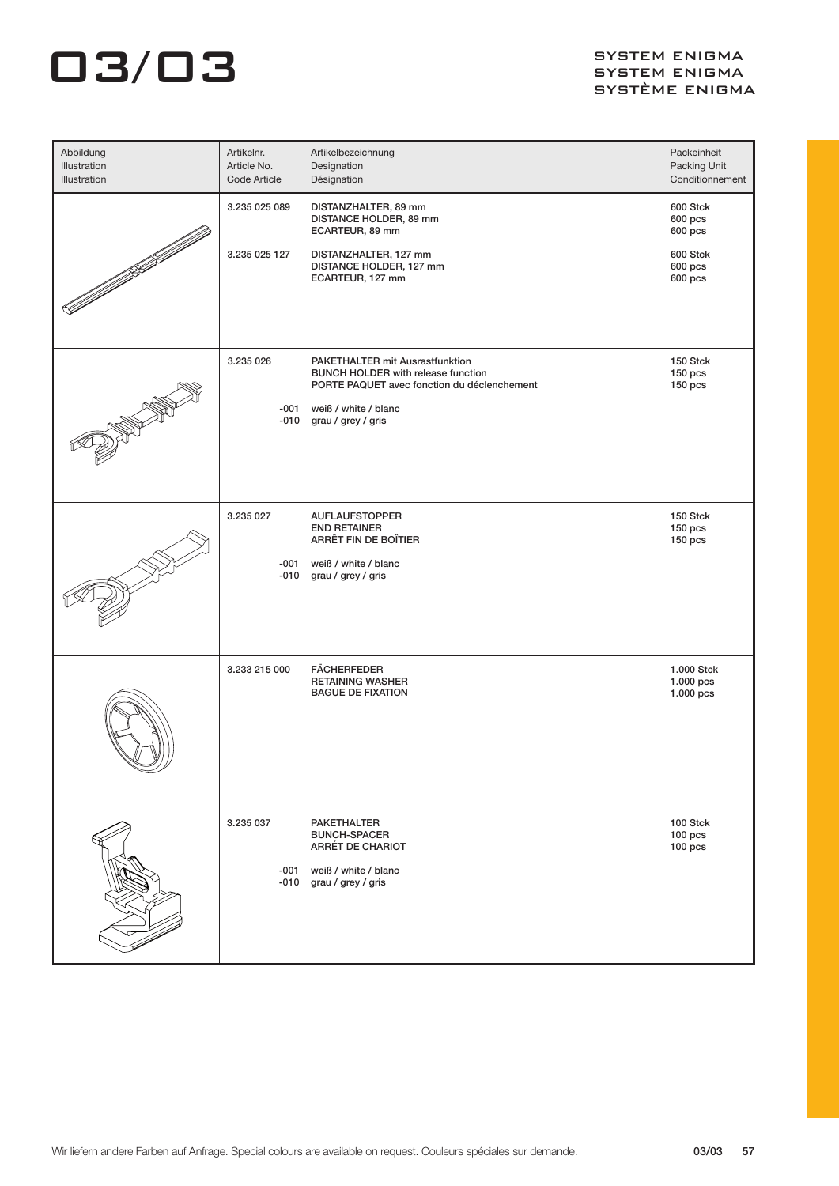# 03/03

SYSTEM ENIGMA
SYSTEM ENIGMA
SYSTÈME ENIGMA

| Abbildung<br>Illustration<br>Illustration | Artikelnr.<br>Article No.<br>Code Article | Artikelbezeichnung<br>Designation<br>Désignation | Packeinheit<br>Packing Unit<br>Conditionnement |
|---|---|---|---|
| | 3.235 025 089<br><br>3.235 025 127 | DISTANZHALTER, 89 mm<br>DISTANCE HOLDER, 89 mm<br>ECARTEUR, 89 mm<br><br>DISTANZHALTER, 127 mm<br>DISTANCE HOLDER, 127 mm<br>ECARTEUR, 127 mm | 600 Stck<br>600 pcs<br>600 pcs<br><br>600 Stck<br>600 pcs<br>600 pcs |
| | 3.235 026<br><br>-001<br>-010 | PAKETHALTER mit Ausrastfunktion<br>BUNCH HOLDER with release function<br>PORTE PAQUET avec fonction du déclenchement<br><br>weiß / white / blanc<br>grau / grey / gris | 150 Stck<br>150 pcs<br>150 pcs |
| | 3.235 027<br><br>-001<br>-010 | AUFLAUFSTOPPER<br>END RETAINER<br>ARRÊT FIN DE BOÎTIER<br><br>weiß / white / blanc<br>grau / grey / gris | 150 Stck<br>150 pcs<br>150 pcs |
| | 3.233 215 000 | FÄCHERFEDER<br>RETAINING WASHER<br>BAGUE DE FIXATION | 1.000 Stck<br>1.000 pcs<br>1.000 pcs |
| | 3.235 037<br><br>-001<br>-010 | PAKETHALTER<br>BUNCH-SPACER<br>ARRÊT DE CHARIOT<br><br>weiß / white / blanc<br>grau / grey / gris | 100 Stck<br>100 pcs<br>100 pcs |

Wir liefern andere Farben auf Anfrage. Special colours are available on request. Couleurs spéciales sur demande.